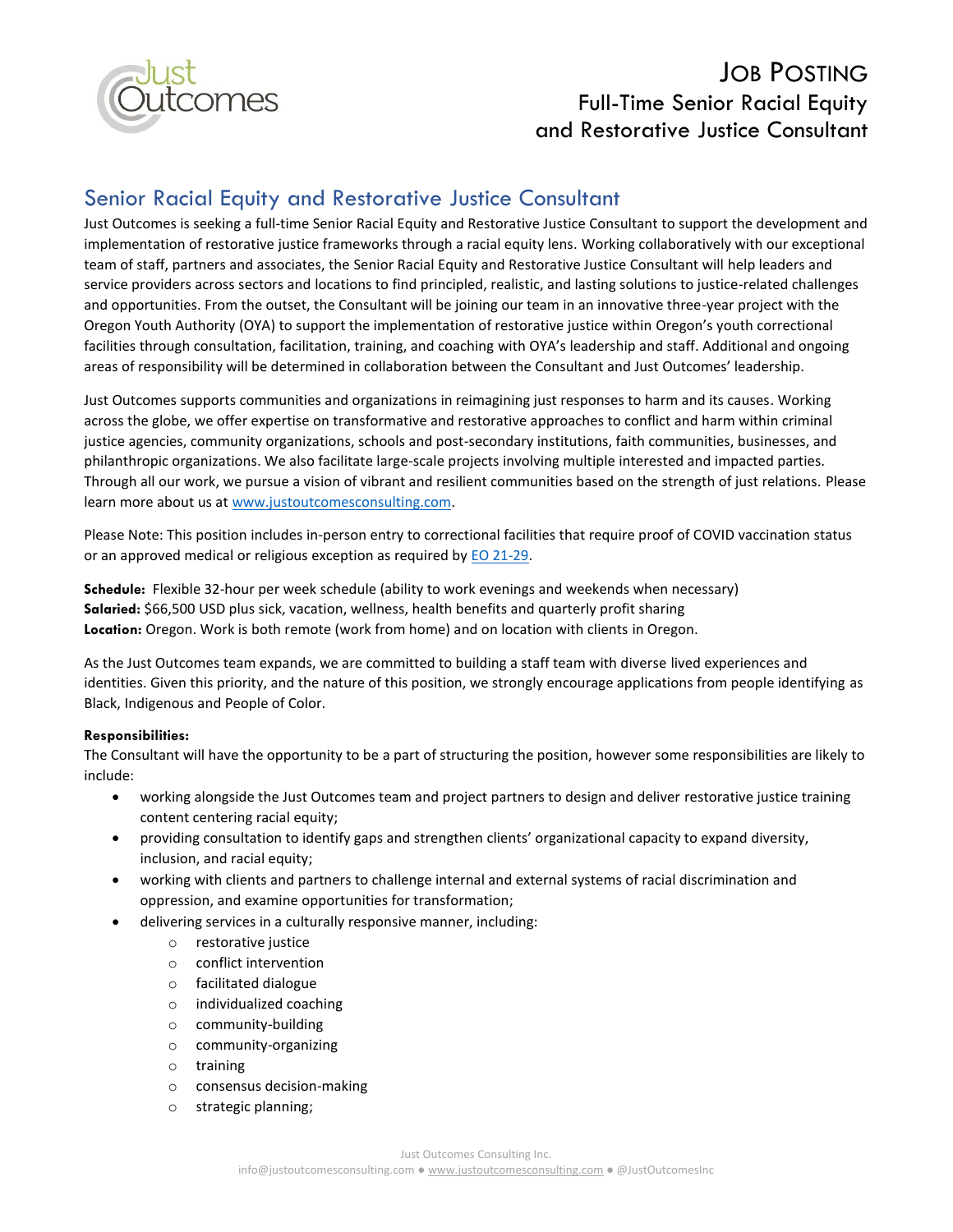# JOB POSTING
## Full-Time Senior Racial Equity and Restorative Justice Consultant

## Senior Racial Equity and Restorative Justice Consultant

Just Outcomes is seeking a full-time Senior Racial Equity and Restorative Justice Consultant to support the development and implementation of restorative justice frameworks through a racial equity lens. Working collaboratively with our exceptional team of staff, partners and associates, the Senior Racial Equity and Restorative Justice Consultant will help leaders and service providers across sectors and locations to find principled, realistic, and lasting solutions to justice-related challenges and opportunities. From the outset, the Consultant will be joining our team in an innovative three-year project with the Oregon Youth Authority (OYA) to support the implementation of restorative justice within Oregon's youth correctional facilities through consultation, facilitation, training, and coaching with OYA's leadership and staff. Additional and ongoing areas of responsibility will be determined in collaboration between the Consultant and Just Outcomes' leadership.

Just Outcomes supports communities and organizations in reimagining just responses to harm and its causes. Working across the globe, we offer expertise on transformative and restorative approaches to conflict and harm with criminal justice agencies, community organizations, schools and post-secondary institutions, faith communities, businesses, and philanthropic organizations. We also facilitate large-scale projects involving multiple interested and impacted parties. Through all our work, we pursue a vision of vibrant and resilient communities based on the strength of just relations. Please learn more about us at www.justoutcomesconsulting.com.

Please Note: This position includes in-person entry to correctional facilities that require proof of COVID vaccination status or an approved medical or religious exception as required by EO 21-29.

**Schedule:** Flexible 32-hour per week schedule (ability to work evenings and weekends when necessary)
**Salaried:** $66,500 USD plus sick, vacation, wellness, health benefits and quarterly profit sharing
**Location:** Oregon. Work is both remote (work from home) and on location with clients in Oregon.

As the Just Outcomes team expands, we are committed to building a staff team with diverse lived experiences and identities. Given this priority, and the nature of this position, we strongly encourage applications from people identifying as Black, Indigenous and People of Color.

**Responsibilities:**
The Consultant will have the opportunity to be a part of structuring the position, however some responsibilities are likely to include:

- working alongside the Just Outcomes team and project partners to design and deliver restorative justice training content centering racial equity;
- providing consultation to identify gaps and strengthen clients' organizational capacity to expand diversity, inclusion, and racial equity;
- working with clients and partners to challenge internal and external systems of racial discrimination and oppression, and examine opportunities for transformation;
- delivering services in a culturally responsive manner, including:
  - restorative justice
  - conflict intervention
  - facilitated dialogue
  - individualized coaching
  - community-building
  - community-organizing
  - training
  - consensus decision-making
  - strategic planning;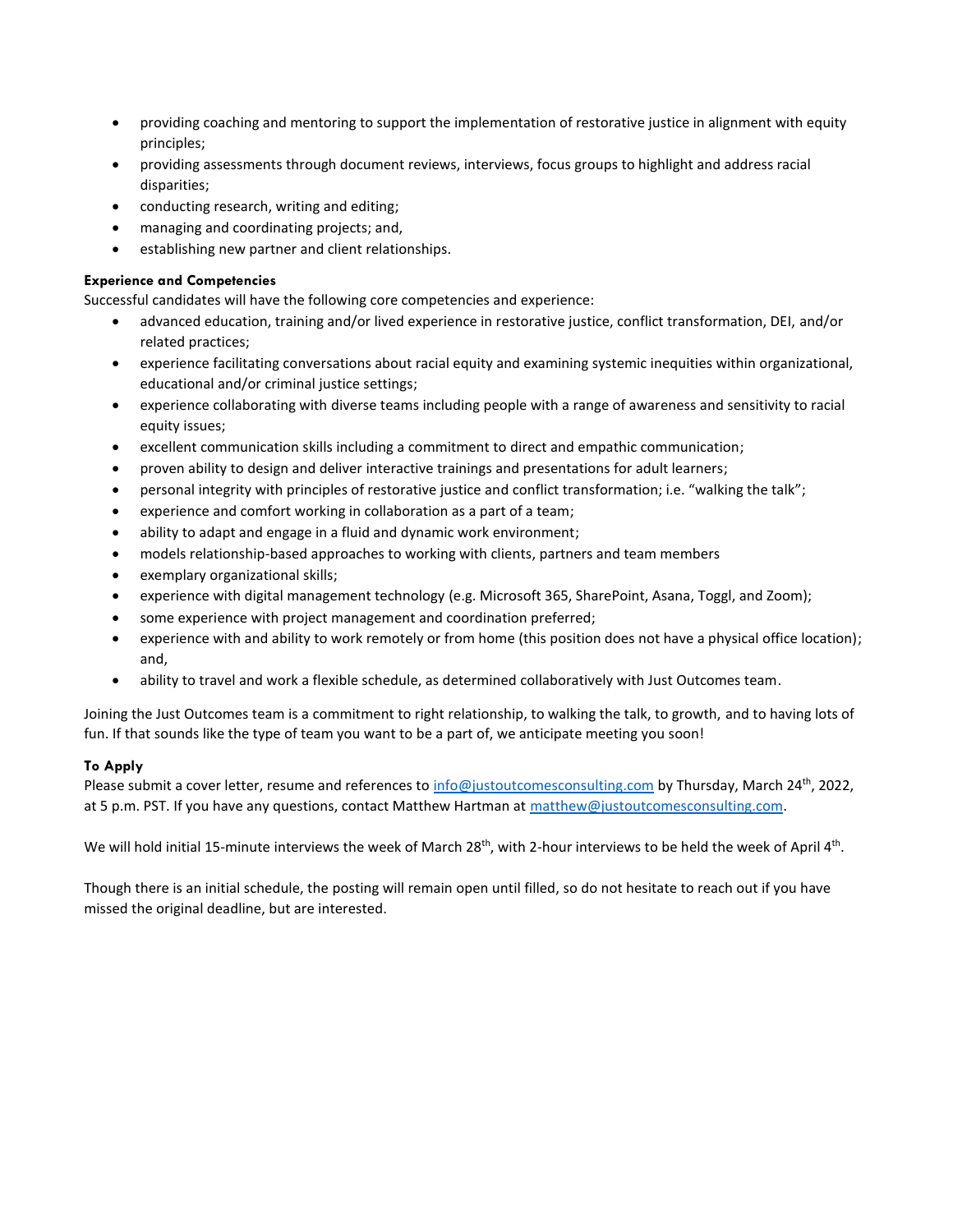- providing coaching and mentoring to support the implementation of restorative justice in alignment with equity principles;
- providing assessments through document reviews, interviews, focus groups to highlight and address racial disparities;
- conducting research, writing and editing;
- managing and coordinating projects; and,
- establishing new partner and client relationships.

**Experience and Competencies**

Successful candidates will have the following core competencies and experience:

- advanced education, training and/or lived experience in restorative justice, conflict transformation, DEI, and/or related practices;
- experience facilitating conversations about racial equity and examining systemic inequities within organizational, educational and/or criminal justice settings;
- experience collaborating with diverse teams including people with a range of awareness and sensitivity to racial equity issues;
- excellent communication skills including a commitment to direct and empathic communication;
- proven ability to design and deliver interactive trainings and presentations for adult learners;
- personal integrity with principles of restorative justice and conflict transformation; i.e. "walking the talk";
- experience and comfort working in collaboration as a part of a team;
- ability to adapt and engage in a fluid and dynamic work environment;
- models relationship-based approaches to working with clients, partners and team members
- exemplary organizational skills;
- experience with digital management technology (e.g. Microsoft 365, SharePoint, Asana, Toggl, and Zoom);
- some experience with project management and coordination preferred;
- experience with and ability to work remotely or from home (this position does not have a physical office location); and,
- ability to travel and work a flexible schedule, as determined collaboratively with Just Outcomes team.

Joining the Just Outcomes team is a commitment to right relationship, to walking the talk, to growth, and to having lots of fun. If that sounds like the type of team you want to be a part of, we anticipate meeting you soon!

**To Apply**

Please submit a cover letter, resume and references to info@justoutcomesconsulting.com by Thursday, March 24th, 2022, at 5 p.m. PST. If you have any questions, contact Matthew Hartman at matthew@justoutcomesconsulting.com.

We will hold initial 15-minute interviews the week of March 28th, with 2-hour interviews to be held the week of April 4th.

Though there is an initial schedule, the posting will remain open until filled, so do not hesitate to reach out if you have missed the original deadline, but are interested.